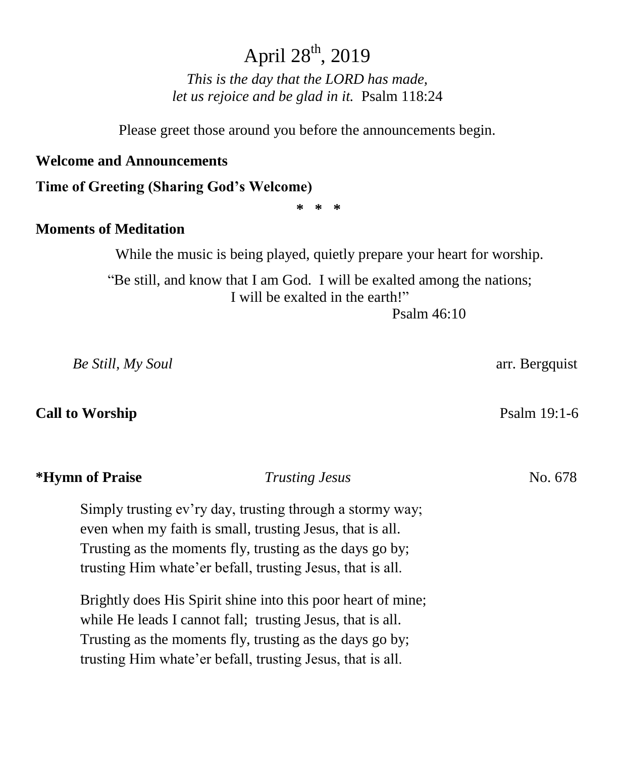# April 28th, 2019

*This is the day that the LORD has made,*
*let us rejoice and be glad in it.* Psalm 118:24

Please greet those around you before the announcements begin.

**Welcome and Announcements**

**Time of Greeting (Sharing God's Welcome)**

\* \* \*

**Moments of Meditation**

While the music is being played, quietly prepare your heart for worship.

"Be still, and know that I am God. I will be exalted among the nations;
I will be exalted in the earth!"
Psalm 46:10

*Be Still, My Soul* arr. Bergquist

**Call to Worship** Psalm 19:1-6

**\*Hymn of Praise** *Trusting Jesus* No. 678

Simply trusting ev'ry day, trusting through a stormy way;
even when my faith is small, trusting Jesus, that is all.
Trusting as the moments fly, trusting as the days go by;
trusting Him whate'er befall, trusting Jesus, that is all.

Brightly does His Spirit shine into this poor heart of mine;
while He leads I cannot fall; trusting Jesus, that is all.
Trusting as the moments fly, trusting as the days go by;
trusting Him whate'er befall, trusting Jesus, that is all.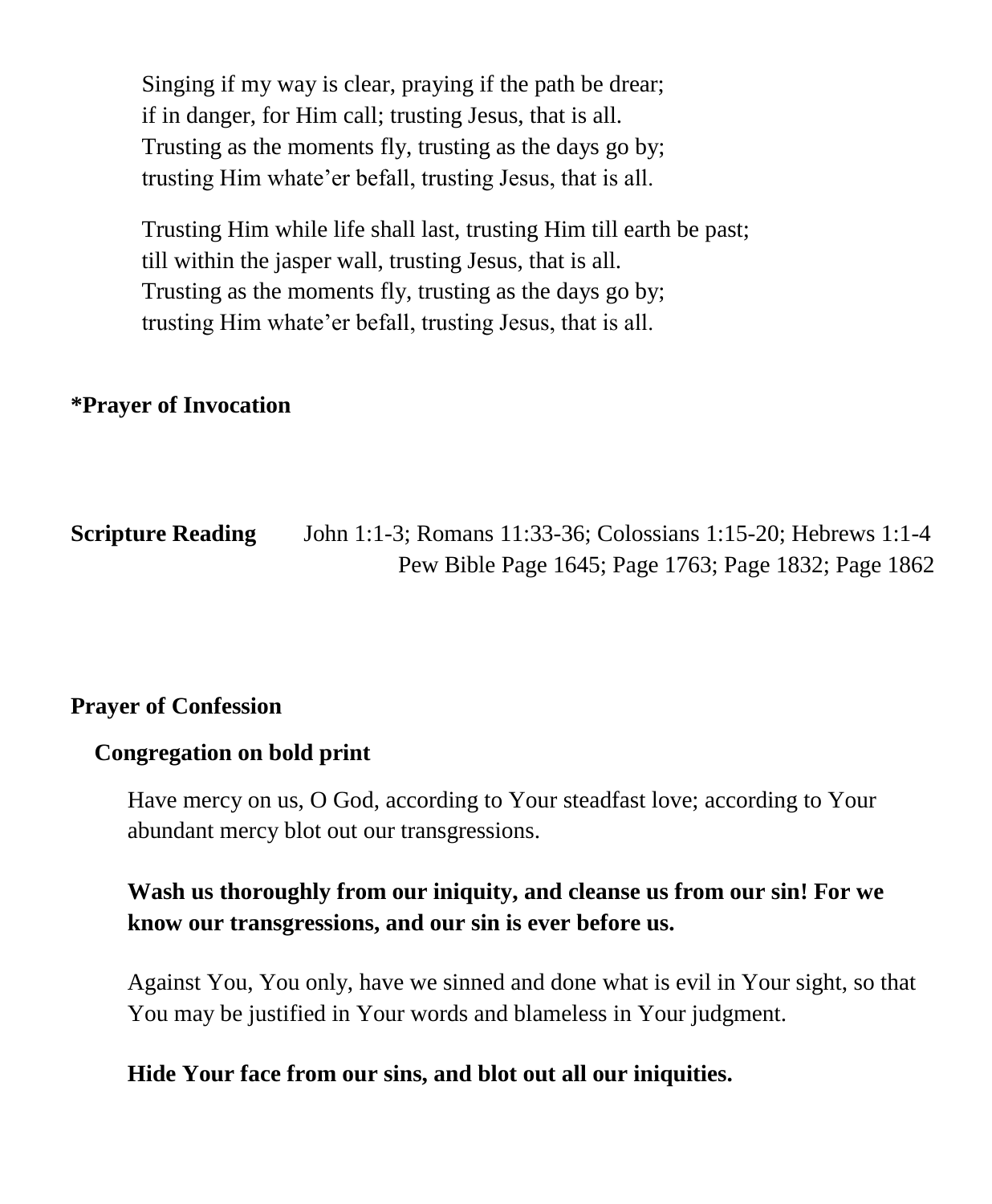Singing if my way is clear, praying if the path be drear;
if in danger, for Him call; trusting Jesus, that is all.
Trusting as the moments fly, trusting as the days go by;
trusting Him whate'er befall, trusting Jesus, that is all.

Trusting Him while life shall last, trusting Him till earth be past;
till within the jasper wall, trusting Jesus, that is all.
Trusting as the moments fly, trusting as the days go by;
trusting Him whate'er befall, trusting Jesus, that is all.

**\*Prayer of Invocation**

**Scripture Reading** John 1:1-3; Romans 11:33-36; Colossians 1:15-20; Hebrews 1:1-4
Pew Bible Page 1645; Page 1763; Page 1832; Page 1862

**Prayer of Confession**

**Congregation on bold print**

Have mercy on us, O God, according to Your steadfast love; according to Your abundant mercy blot out our transgressions.

**Wash us thoroughly from our iniquity, and cleanse us from our sin! For we know our transgressions, and our sin is ever before us.**

Against You, You only, have we sinned and done what is evil in Your sight, so that You may be justified in Your words and blameless in Your judgment.

**Hide Your face from our sins, and blot out all our iniquities.**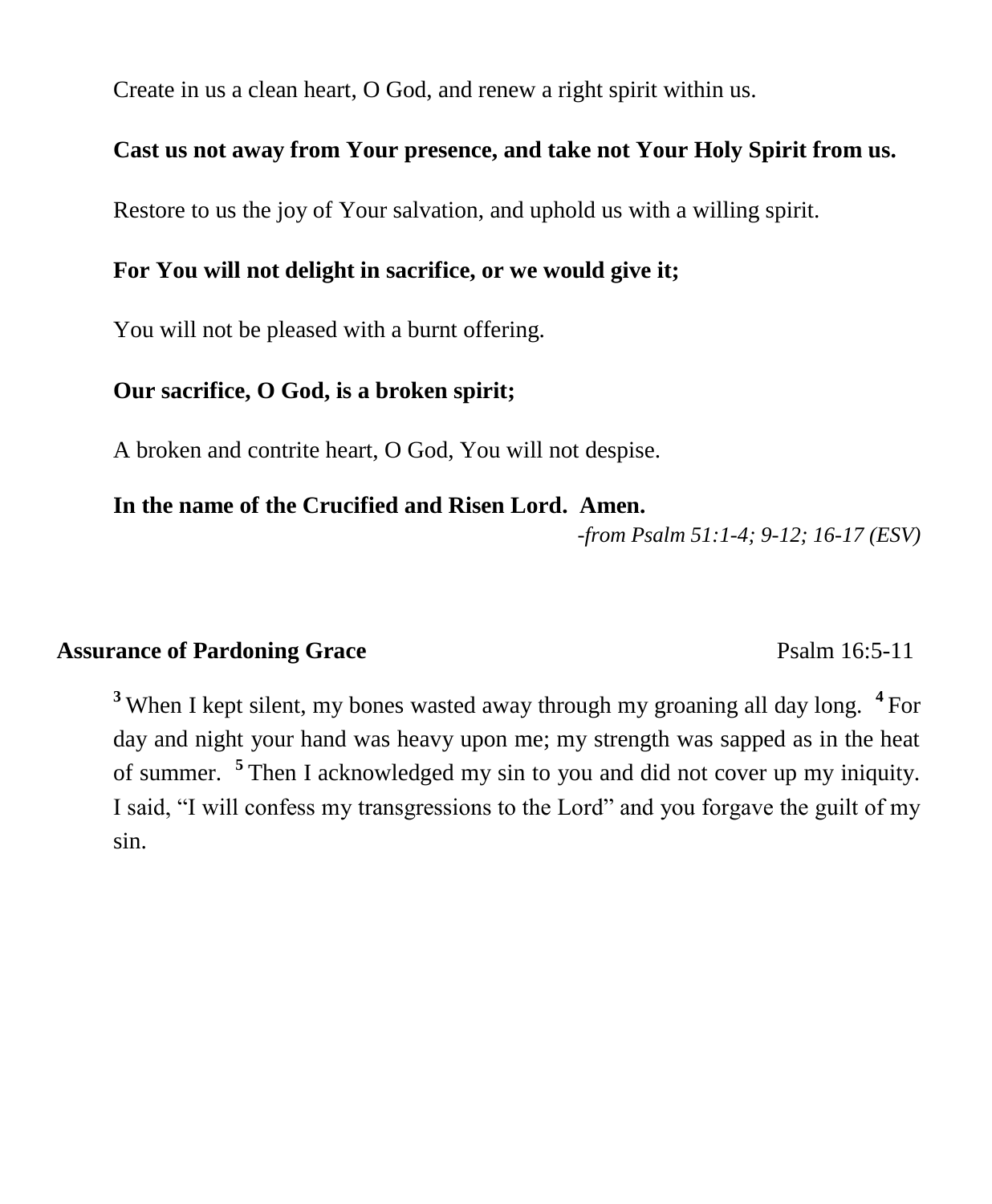Create in us a clean heart, O God, and renew a right spirit within us.

**Cast us not away from Your presence, and take not Your Holy Spirit from us.**

Restore to us the joy of Your salvation, and uphold us with a willing spirit.

**For You will not delight in sacrifice, or we would give it;**

You will not be pleased with a burnt offering.

**Our sacrifice, O God, is a broken spirit;**

A broken and contrite heart, O God, You will not despise.

**In the name of the Crucified and Risen Lord. Amen.**

*-from Psalm 51:1-4; 9-12; 16-17 (ESV)*

**Assurance of Pardoning Grace** Psalm 16:5-11

**3** When I kept silent, my bones wasted away through my groaning all day long. **4** For day and night your hand was heavy upon me; my strength was sapped as in the heat of summer. **5** Then I acknowledged my sin to you and did not cover up my iniquity. I said, "I will confess my transgressions to the Lord" and you forgave the guilt of my sin.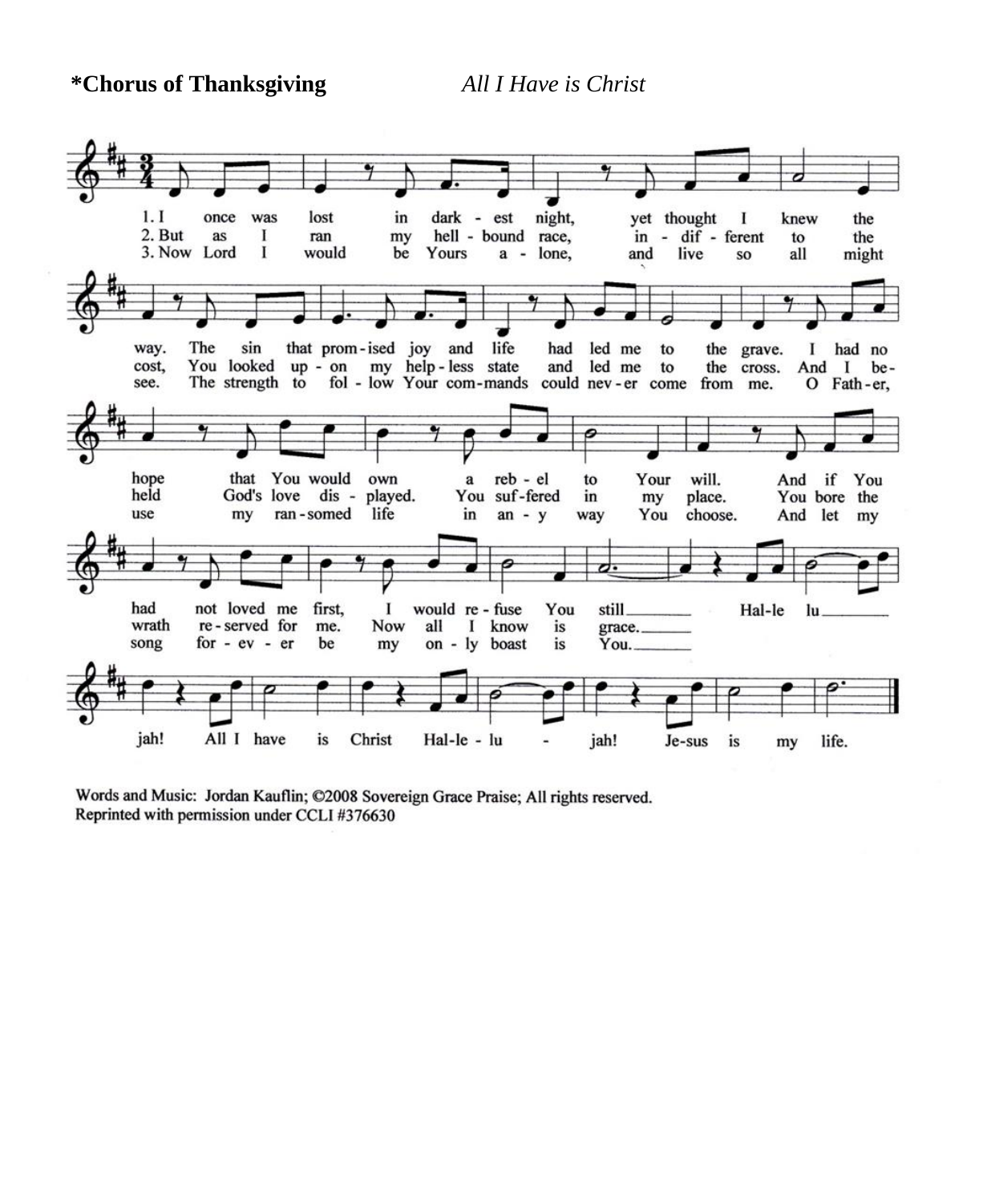**\*Chorus of Thanksgiving** *All I Have is Christ*

1. I once was lost in dark - est night, yet thought I knew the way. The sin that prom - ised joy and life had led me to the grave. I had no hope that You would own a reb - el to Your will. And if You had not loved me first, I would re - fuse You still\_\_\_\_\_\_\_

2. But as I ran my hell - bound race, in - dif - ferent to the cost, You looked up - on my help - less state and led me to the cross. And I be - held God's love dis - played. You suf - fered in my place. You bore the wrath re - served for me. Now all I know is grace.\_\_\_\_\_\_

3. Now Lord I would be Yours a - lone, and live so all might see. The strength to fol - low Your com - mands could nev - er come from me. O Fath - er, use my ran - somed life in an - y way You choose. And let my song for - ev - er be my on - ly boast is You.\_\_\_\_\_\_

Hal-le lu\_\_\_\_\_\_ jah! All I have is Christ Hal-le - lu - jah! Je-sus is my life.

Words and Music: Jordan Kauflin; ©2008 Sovereign Grace Praise; All rights reserved.
Reprinted with permission under CCLI #376630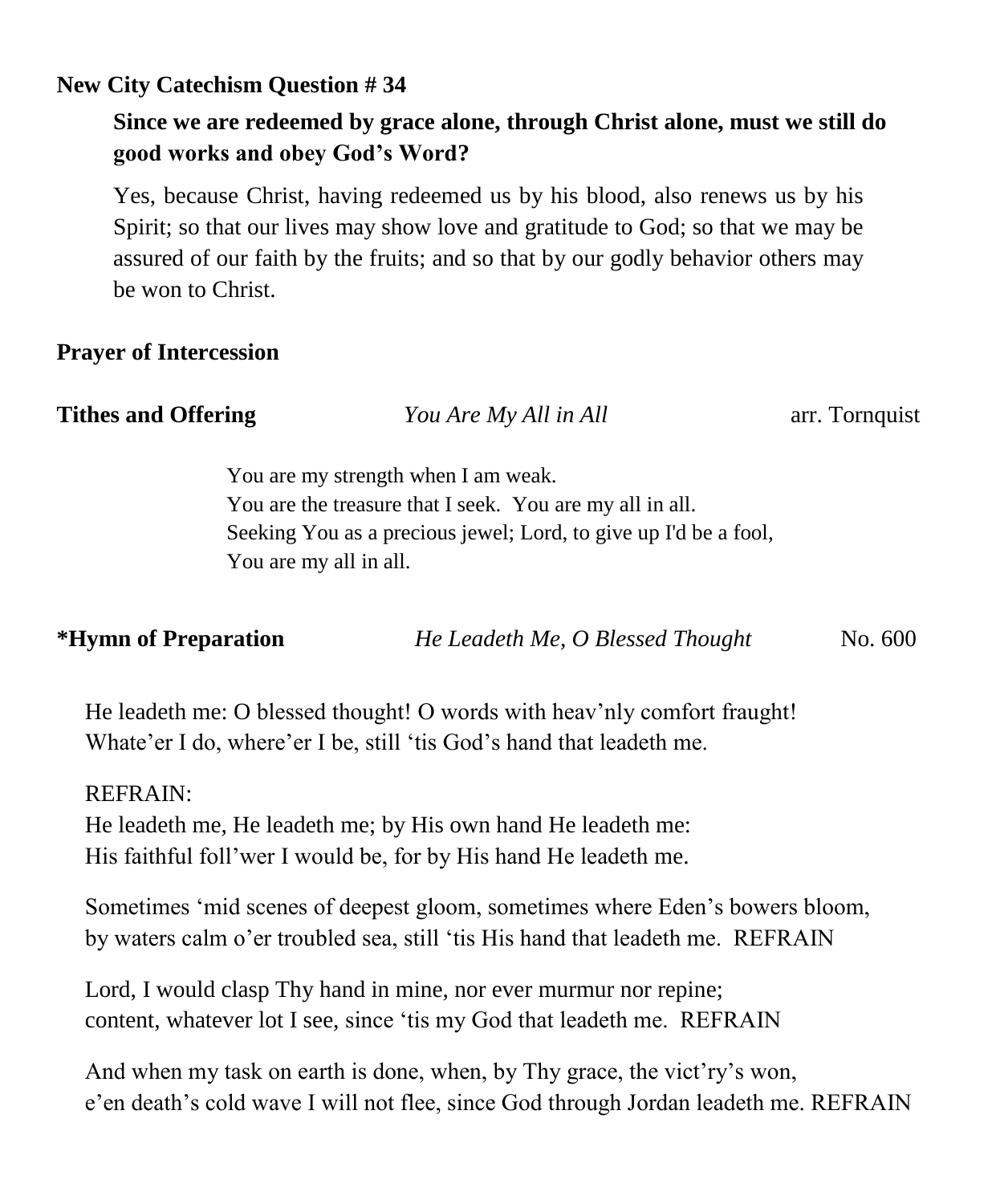**New City Catechism Question # 34**

**Since we are redeemed by grace alone, through Christ alone, must we still do good works and obey God's Word?**

Yes, because Christ, having redeemed us by his blood, also renews us by his Spirit; so that our lives may show love and gratitude to God; so that we may be assured of our faith by the fruits; and so that by our godly behavior others may be won to Christ.

**Prayer of Intercession**

**Tithes and Offering** *You Are My All in All* arr. Tornquist

You are my strength when I am weak.
You are the treasure that I seek. You are my all in all.
Seeking You as a precious jewel; Lord, to give up I'd be a fool,
You are my all in all.

**\*Hymn of Preparation** *He Leadeth Me, O Blessed Thought* No. 600

He leadeth me: O blessed thought! O words with heav'nly comfort fraught!
Whate'er I do, where'er I be, still 'tis God's hand that leadeth me.

REFRAIN:
He leadeth me, He leadeth me; by His own hand He leadeth me:
His faithful foll'wer I would be, for by His hand He leadeth me.

Sometimes 'mid scenes of deepest gloom, sometimes where Eden's bowers bloom,
by waters calm o'er troubled sea, still 'tis His hand that leadeth me. REFRAIN

Lord, I would clasp Thy hand in mine, nor ever murmur nor repine;
content, whatever lot I see, since 'tis my God that leadeth me. REFRAIN

And when my task on earth is done, when, by Thy grace, the vict'ry's won,
e'en death's cold wave I will not flee, since God through Jordan leadeth me. REFRAIN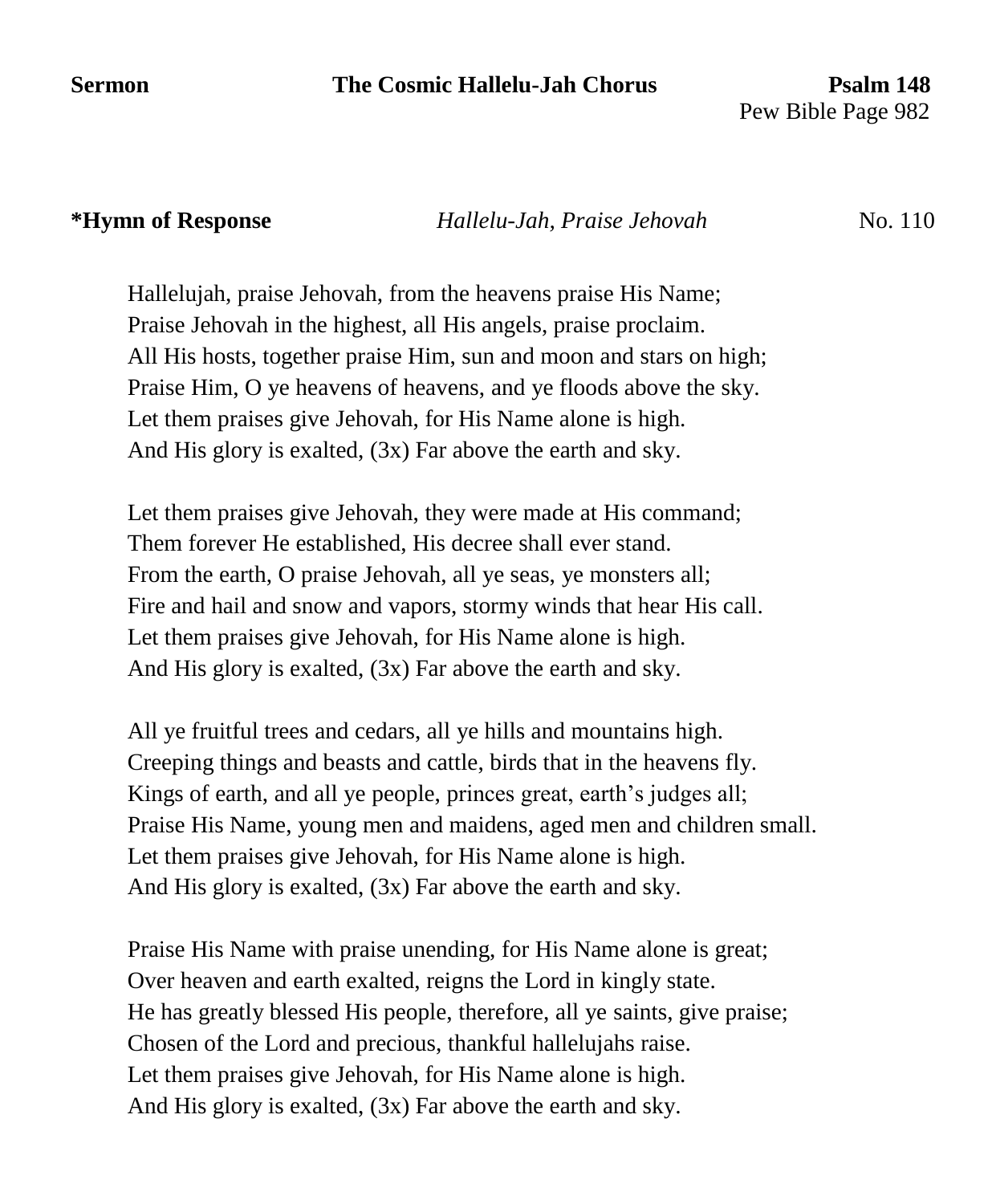**Sermon** **The Cosmic Hallelu-Jah Chorus** **Psalm 148**
Pew Bible Page 982

**\*Hymn of Response** *Hallelu-Jah, Praise Jehovah* No. 110

Hallelujah, praise Jehovah, from the heavens praise His Name;
Praise Jehovah in the highest, all His angels, praise proclaim.
All His hosts, together praise Him, sun and moon and stars on high;
Praise Him, O ye heavens of heavens, and ye floods above the sky.
Let them praises give Jehovah, for His Name alone is high.
And His glory is exalted, (3x) Far above the earth and sky.

Let them praises give Jehovah, they were made at His command;
Them forever He established, His decree shall ever stand.
From the earth, O praise Jehovah, all ye seas, ye monsters all;
Fire and hail and snow and vapors, stormy winds that hear His call.
Let them praises give Jehovah, for His Name alone is high.
And His glory is exalted, (3x) Far above the earth and sky.

All ye fruitful trees and cedars, all ye hills and mountains high.
Creeping things and beasts and cattle, birds that in the heavens fly.
Kings of earth, and all ye people, princes great, earth's judges all;
Praise His Name, young men and maidens, aged men and children small.
Let them praises give Jehovah, for His Name alone is high.
And His glory is exalted, (3x) Far above the earth and sky.

Praise His Name with praise unending, for His Name alone is great;
Over heaven and earth exalted, reigns the Lord in kingly state.
He has greatly blessed His people, therefore, all ye saints, give praise;
Chosen of the Lord and precious, thankful hallelujahs raise.
Let them praises give Jehovah, for His Name alone is high.
And His glory is exalted, (3x) Far above the earth and sky.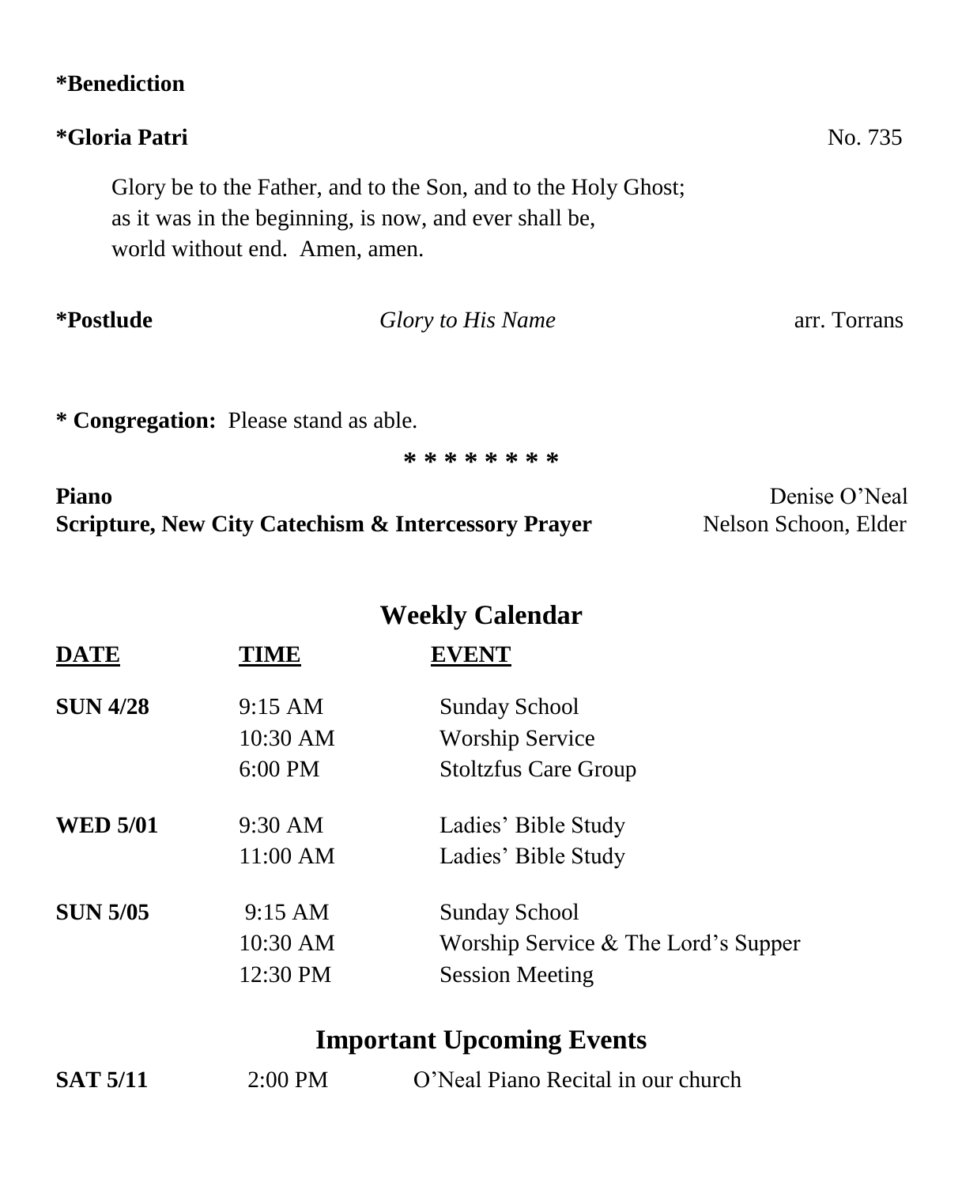**\*Benediction**

**\*Gloria Patri** No. 735

Glory be to the Father, and to the Son, and to the Holy Ghost;
as it was in the beginning, is now, and ever shall be,
world without end. Amen, amen.

**\*Postlude** *Glory to His Name* arr. Torrans

**\* Congregation:** Please stand as able.

**\* \* \* \* \* \* \* \* \***

**Piano** Denise O'Neal
**Scripture, New City Catechism & Intercessory Prayer** Nelson Schoon, Elder

## Weekly Calendar

| DATE | TIME | EVENT |
|---|---|---|
| **SUN 4/28** | 9:15 AM | Sunday School |
| | 10:30 AM | Worship Service |
| | 6:00 PM | Stoltzfus Care Group |
| **WED 5/01** | 9:30 AM | Ladies' Bible Study |
| | 11:00 AM | Ladies' Bible Study |
| **SUN 5/05** | 9:15 AM | Sunday School |
| | 10:30 AM | Worship Service & The Lord's Supper |
| | 12:30 PM | Session Meeting |

## Important Upcoming Events

| | | |
|---|---|---|
| **SAT 5/11** | 2:00 PM | O'Neal Piano Recital in our church |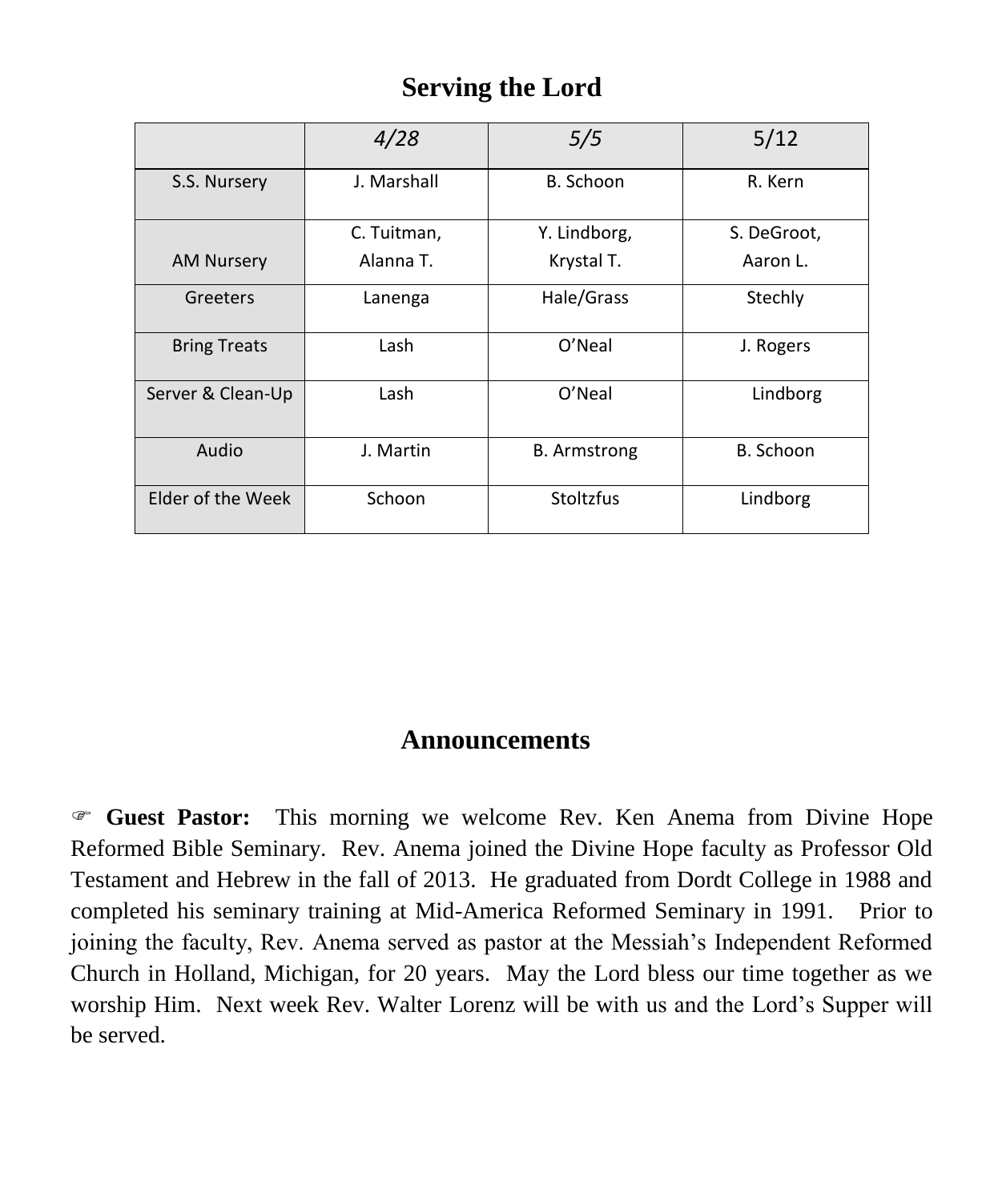## Serving the Lord

| | *4/28* | *5/5* | 5/12 |
|---|---|---|---|
| S.S. Nursery | J. Marshall | B. Schoon | R. Kern |
| AM Nursery | C. Tuitman, Alanna T. | Y. Lindborg, Krystal T. | S. DeGroot, Aaron L. |
| Greeters | Lanenga | Hale/Grass | Stechly |
| Bring Treats | Lash | O'Neal | J. Rogers |
| Server & Clean-Up | Lash | O'Neal | Lindborg |
| Audio | J. Martin | B. Armstrong | B. Schoon |
| Elder of the Week | Schoon | Stoltzfus | Lindborg |

## Announcements

☞ **Guest Pastor:** This morning we welcome Rev. Ken Anema from Divine Hope Reformed Bible Seminary. Rev. Anema joined the Divine Hope faculty as Professor Old Testament and Hebrew in the fall of 2013. He graduated from Dordt College in 1988 and completed his seminary training at Mid-America Reformed Seminary in 1991. Prior to joining the faculty, Rev. Anema served as pastor at the Messiah's Independent Reformed Church in Holland, Michigan, for 20 years. May the Lord bless our time together as we worship Him. Next week Rev. Walter Lorenz will be with us and the Lord's Supper will be served.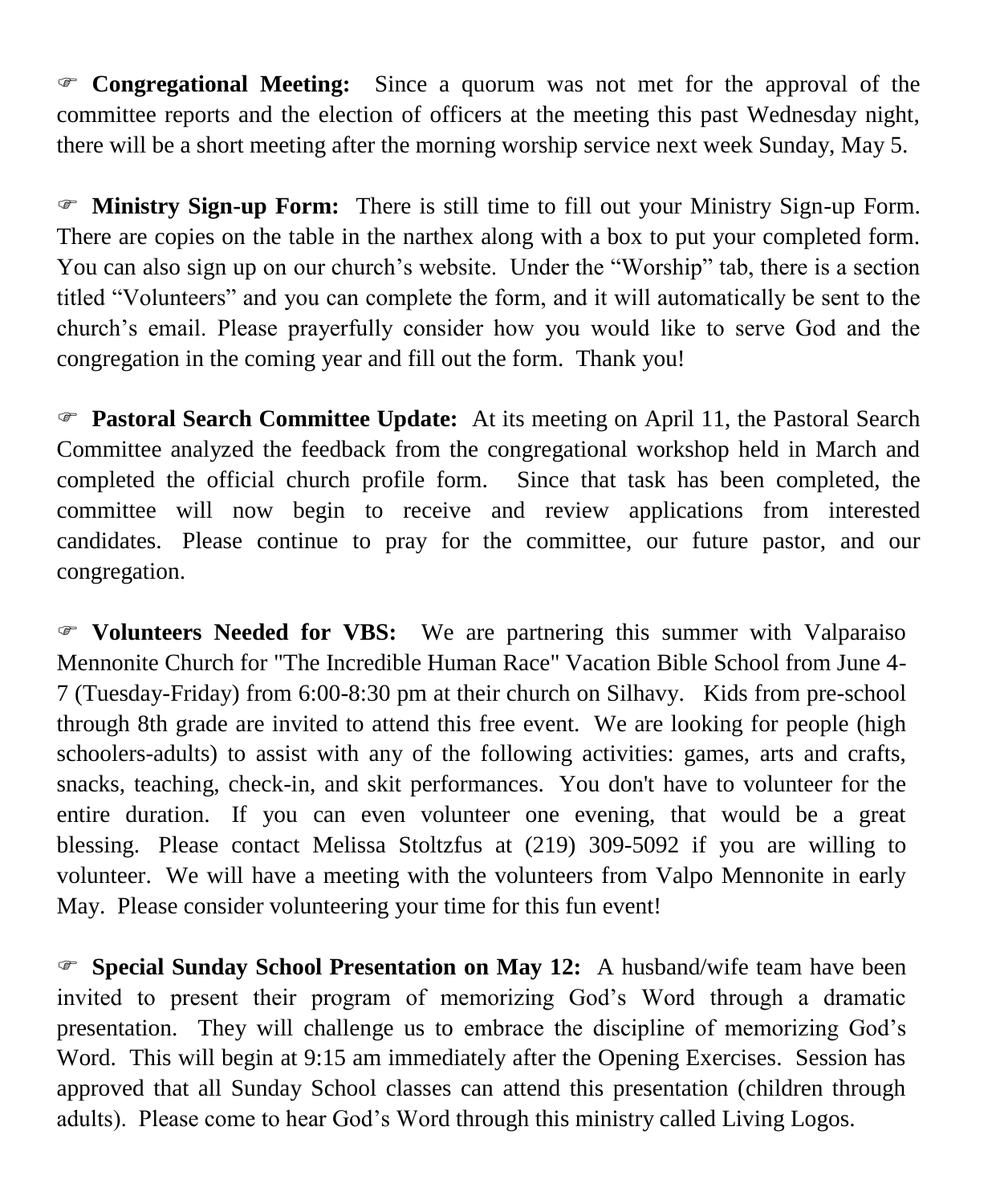☞ **Congregational Meeting:** Since a quorum was not met for the approval of the committee reports and the election of officers at the meeting this past Wednesday night, there will be a short meeting after the morning worship service next week Sunday, May 5.

☞ **Ministry Sign-up Form:** There is still time to fill out your Ministry Sign-up Form. There are copies on the table in the narthex along with a box to put your completed form. You can also sign up on our church's website. Under the "Worship" tab, there is a section titled "Volunteers" and you can complete the form, and it will automatically be sent to the church's email. Please prayerfully consider how you would like to serve God and the congregation in the coming year and fill out the form. Thank you!

☞ **Pastoral Search Committee Update:** At its meeting on April 11, the Pastoral Search Committee analyzed the feedback from the congregational workshop held in March and completed the official church profile form. Since that task has been completed, the committee will now begin to receive and review applications from interested candidates. Please continue to pray for the committee, our future pastor, and our congregation.

☞ **Volunteers Needed for VBS:** We are partnering this summer with Valparaiso Mennonite Church for "The Incredible Human Race" Vacation Bible School from June 4-7 (Tuesday-Friday) from 6:00-8:30 pm at their church on Silhavy. Kids from pre-school through 8th grade are invited to attend this free event. We are looking for people (high schoolers-adults) to assist with any of the following activities: games, arts and crafts, snacks, teaching, check-in, and skit performances. You don't have to volunteer for the entire duration. If you can even volunteer one evening, that would be a great blessing. Please contact Melissa Stoltzfus at (219) 309-5092 if you are willing to volunteer. We will have a meeting with the volunteers from Valpo Mennonite in early May. Please consider volunteering your time for this fun event!

☞ **Special Sunday School Presentation on May 12:** A husband/wife team have been invited to present their program of memorizing God's Word through a dramatic presentation. They will challenge us to embrace the discipline of memorizing God's Word. This will begin at 9:15 am immediately after the Opening Exercises. Session has approved that all Sunday School classes can attend this presentation (children through adults). Please come to hear God's Word through this ministry called Living Logos.